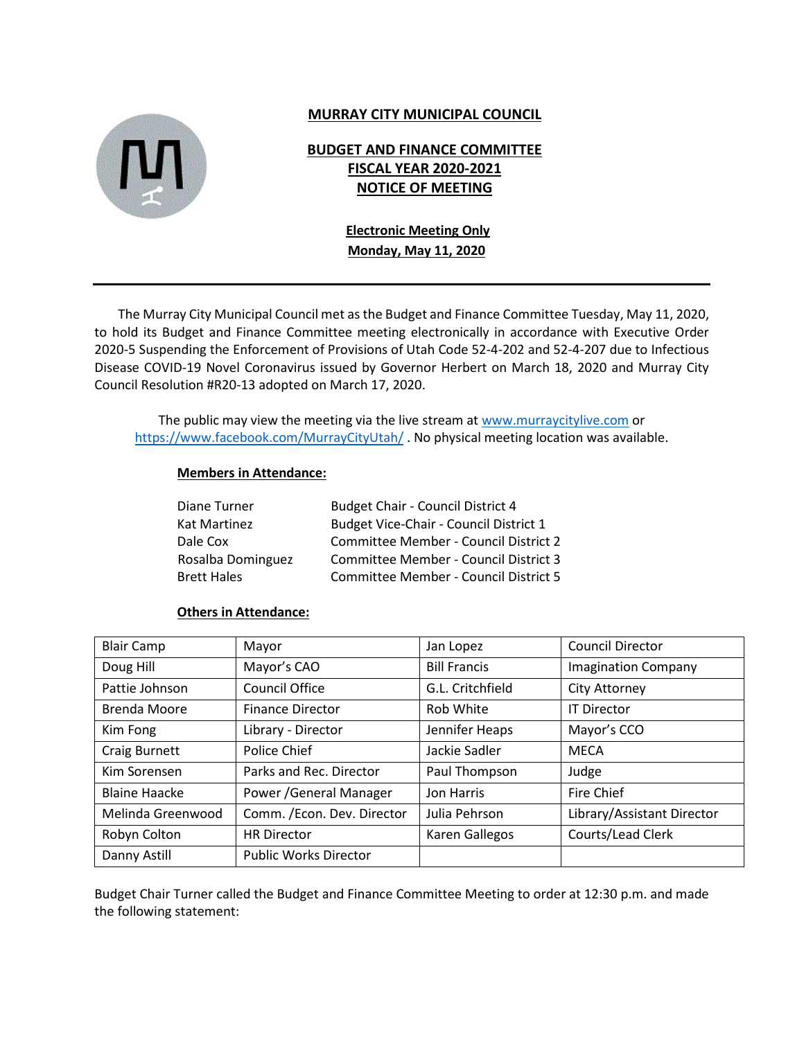# MURRAY CITY MUNICIPAL COUNCIL

## BUDGET AND FINANCE COMMITTEE
## FISCAL YEAR 2020-2021
## NOTICE OF MEETING

**Electronic Meeting Only**
**Monday, May 11, 2020**

---

The Murray City Municipal Council met as the Budget and Finance Committee Tuesday, May 11, 2020, to hold its Budget and Finance Committee meeting electronically in accordance with Executive Order 2020-5 Suspending the Enforcement of Provisions of Utah Code 52-4-202 and 52-4-207 due to Infectious Disease COVID-19 Novel Coronavirus issued by Governor Herbert on March 18, 2020 and Murray City Council Resolution #R20-13 adopted on March 17, 2020.

The public may view the meeting via the live stream at www.murraycitylive.com or https://www.facebook.com/MurrayCityUtah/ . No physical meeting location was available.

**Members in Attendance:**

| | |
|---|---|
| Diane Turner | Budget Chair - Council District 4 |
| Kat Martinez | Budget Vice-Chair - Council District 1 |
| Dale Cox | Committee Member - Council District 2 |
| Rosalba Dominguez | Committee Member - Council District 3 |
| Brett Hales | Committee Member - Council District 5 |

**Others in Attendance:**

| | | | |
|---|---|---|---|
| Blair Camp | Mayor | Jan Lopez | Council Director |
| Doug Hill | Mayor's CAO | Bill Francis | Imagination Company |
| Pattie Johnson | Council Office | G.L. Critchfield | City Attorney |
| Brenda Moore | Finance Director | Rob White | IT Director |
| Kim Fong | Library - Director | Jennifer Heaps | Mayor's CCO |
| Craig Burnett | Police Chief | Jackie Sadler | MECA |
| Kim Sorensen | Parks and Rec. Director | Paul Thompson | Judge |
| Blaine Haacke | Power /General Manager | Jon Harris | Fire Chief |
| Melinda Greenwood | Comm. /Econ. Dev. Director | Julia Pehrson | Library/Assistant Director |
| Robyn Colton | HR Director | Karen Gallegos | Courts/Lead Clerk |
| Danny Astill | Public Works Director | | |

Budget Chair Turner called the Budget and Finance Committee Meeting to order at 12:30 p.m. and made the following statement: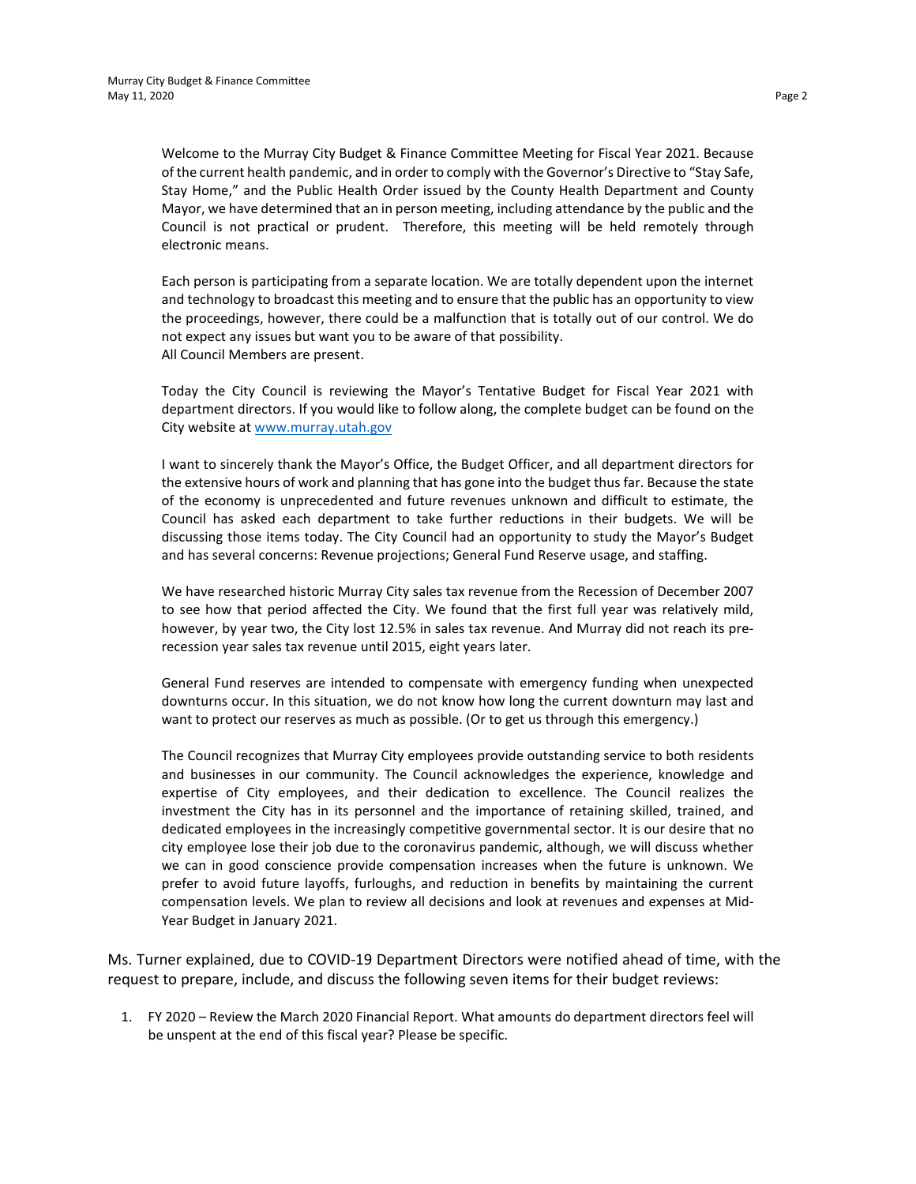Welcome to the Murray City Budget & Finance Committee Meeting for Fiscal Year 2021. Because of the current health pandemic, and in order to comply with the Governor's Directive to "Stay Safe, Stay Home," and the Public Health Order issued by the County Health Department and County Mayor, we have determined that an in person meeting, including attendance by the public and the Council is not practical or prudent. Therefore, this meeting will be held remotely through electronic means.

Each person is participating from a separate location. We are totally dependent upon the internet and technology to broadcast this meeting and to ensure that the public has an opportunity to view the proceedings, however, there could be a malfunction that is totally out of our control. We do not expect any issues but want you to be aware of that possibility.
All Council Members are present.

Today the City Council is reviewing the Mayor's Tentative Budget for Fiscal Year 2021 with department directors. If you would like to follow along, the complete budget can be found on the City website at [www.murray.utah.gov](www.murray.utah.gov)

I want to sincerely thank the Mayor's Office, the Budget Officer, and all department directors for the extensive hours of work and planning that has gone into the budget thus far. Because the state of the economy is unprecedented and future revenues unknown and difficult to estimate, the Council has asked each department to take further reductions in their budgets. We will be discussing those items today. The City Council had an opportunity to study the Mayor's Budget and has several concerns: Revenue projections; General Fund Reserve usage, and staffing.

We have researched historic Murray City sales tax revenue from the Recession of December 2007 to see how that period affected the City. We found that the first full year was relatively mild, however, by year two, the City lost 12.5% in sales tax revenue. And Murray did not reach its pre-recession year sales tax revenue until 2015, eight years later.

General Fund reserves are intended to compensate with emergency funding when unexpected downturns occur. In this situation, we do not know how long the current downturn may last and want to protect our reserves as much as possible. (Or to get us through this emergency.)

The Council recognizes that Murray City employees provide outstanding service to both residents and businesses in our community. The Council acknowledges the experience, knowledge and expertise of City employees, and their dedication to excellence. The Council realizes the investment the City has in its personnel and the importance of retaining skilled, trained, and dedicated employees in the increasingly competitive governmental sector. It is our desire that no city employee lose their job due to the coronavirus pandemic, although, we will discuss whether we can in good conscience provide compensation increases when the future is unknown. We prefer to avoid future layoffs, furloughs, and reduction in benefits by maintaining the current compensation levels. We plan to review all decisions and look at revenues and expenses at Mid-Year Budget in January 2021.

Ms. Turner explained, due to COVID-19 Department Directors were notified ahead of time, with the request to prepare, include, and discuss the following seven items for their budget reviews:

1. FY 2020 – Review the March 2020 Financial Report. What amounts do department directors feel will be unspent at the end of this fiscal year? Please be specific.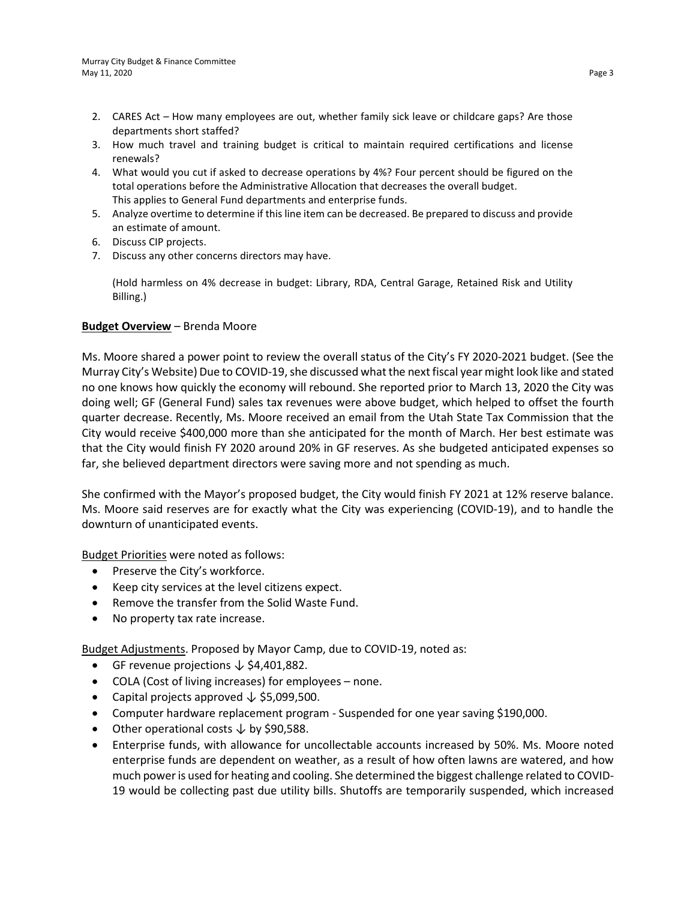2. CARES Act – How many employees are out, whether family sick leave or childcare gaps? Are those departments short staffed?
3. How much travel and training budget is critical to maintain required certifications and license renewals?
4. What would you cut if asked to decrease operations by 4%? Four percent should be figured on the total operations before the Administrative Allocation that decreases the overall budget. This applies to General Fund departments and enterprise funds.
5. Analyze overtime to determine if this line item can be decreased. Be prepared to discuss and provide an estimate of amount.
6. Discuss CIP projects.
7. Discuss any other concerns directors may have.

(Hold harmless on 4% decrease in budget: Library, RDA, Central Garage, Retained Risk and Utility Billing.)

**Budget Overview** – Brenda Moore

Ms. Moore shared a power point to review the overall status of the City's FY 2020-2021 budget. (See the Murray City's Website) Due to COVID-19, she discussed what the next fiscal year might look like and stated no one knows how quickly the economy will rebound. She reported prior to March 13, 2020 the City was doing well; GF (General Fund) sales tax revenues were above budget, which helped to offset the fourth quarter decrease. Recently, Ms. Moore received an email from the Utah State Tax Commission that the City would receive $400,000 more than she anticipated for the month of March. Her best estimate was that the City would finish FY 2020 around 20% in GF reserves. As she budgeted anticipated expenses so far, she believed department directors were saving more and not spending as much.

She confirmed with the Mayor's proposed budget, the City would finish FY 2021 at 12% reserve balance. Ms. Moore said reserves are for exactly what the City was experiencing (COVID-19), and to handle the downturn of unanticipated events.

Budget Priorities were noted as follows:

- Preserve the City's workforce.
- Keep city services at the level citizens expect.
- Remove the transfer from the Solid Waste Fund.
- No property tax rate increase.

Budget Adjustments. Proposed by Mayor Camp, due to COVID-19, noted as:

- GF revenue projections ↓ $4,401,882.
- COLA (Cost of living increases) for employees – none.
- Capital projects approved ↓ $5,099,500.
- Computer hardware replacement program - Suspended for one year saving $190,000.
- Other operational costs ↓ by $90,588.
- Enterprise funds, with allowance for uncollectable accounts increased by 50%. Ms. Moore noted enterprise funds are dependent on weather, as a result of how often lawns are watered, and how much power is used for heating and cooling. She determined the biggest challenge related to COVID-19 would be collecting past due utility bills. Shutoffs are temporarily suspended, which increased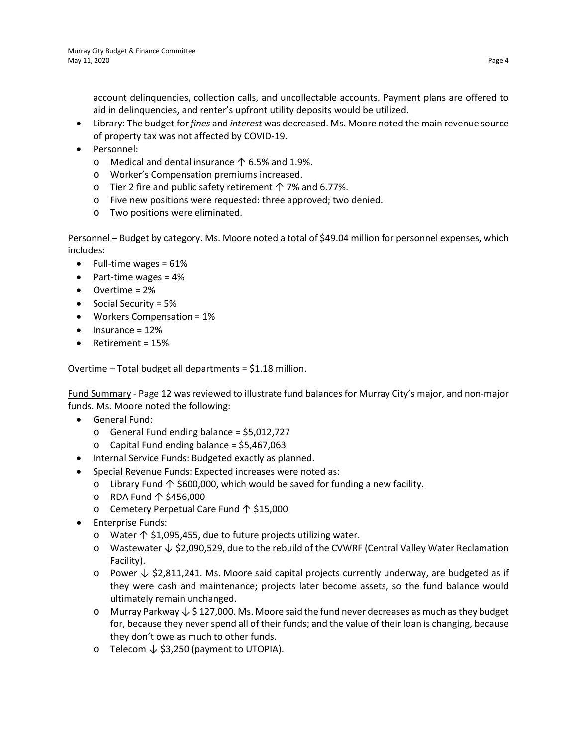account delinquencies, collection calls, and uncollectable accounts. Payment plans are offered to aid in delinquencies, and renter's upfront utility deposits would be utilized.

- Library: The budget for *fines* and *interest* was decreased. Ms. Moore noted the main revenue source of property tax was not affected by COVID-19.
- Personnel:
  - Medical and dental insurance ↑ 6.5% and 1.9%.
  - Worker's Compensation premiums increased.
  - Tier 2 fire and public safety retirement ↑ 7% and 6.77%.
  - Five new positions were requested: three approved; two denied.
  - Two positions were eliminated.

<u>Personnel</u> – Budget by category. Ms. Moore noted a total of $49.04 million for personnel expenses, which includes:

- Full-time wages = 61%
- Part-time wages = 4%
- Overtime = 2%
- Social Security = 5%
- Workers Compensation = 1%
- Insurance = 12%
- Retirement = 15%

<u>Overtime</u> – Total budget all departments = $1.18 million.

<u>Fund Summary</u> - Page 12 was reviewed to illustrate fund balances for Murray City's major, and non-major funds. Ms. Moore noted the following:

- General Fund:
  - General Fund ending balance = $5,012,727
  - Capital Fund ending balance = $5,467,063
- Internal Service Funds: Budgeted exactly as planned.
- Special Revenue Funds: Expected increases were noted as:
  - Library Fund ↑ $600,000, which would be saved for funding a new facility.
  - RDA Fund ↑ $456,000
  - Cemetery Perpetual Care Fund ↑ $15,000
- Enterprise Funds:
  - Water ↑ $1,095,455, due to future projects utilizing water.
  - Wastewater ↓ $2,090,529, due to the rebuild of the CVWRF (Central Valley Water Reclamation Facility).
  - Power ↓ $2,811,241. Ms. Moore said capital projects currently underway, are budgeted as if they were cash and maintenance; projects later become assets, so the fund balance would ultimately remain unchanged.
  - Murray Parkway ↓ $ 127,000. Ms. Moore said the fund never decreases as much as they budget for, because they never spend all of their funds; and the value of their loan is changing, because they don't owe as much to other funds.
  - Telecom ↓ $3,250 (payment to UTOPIA).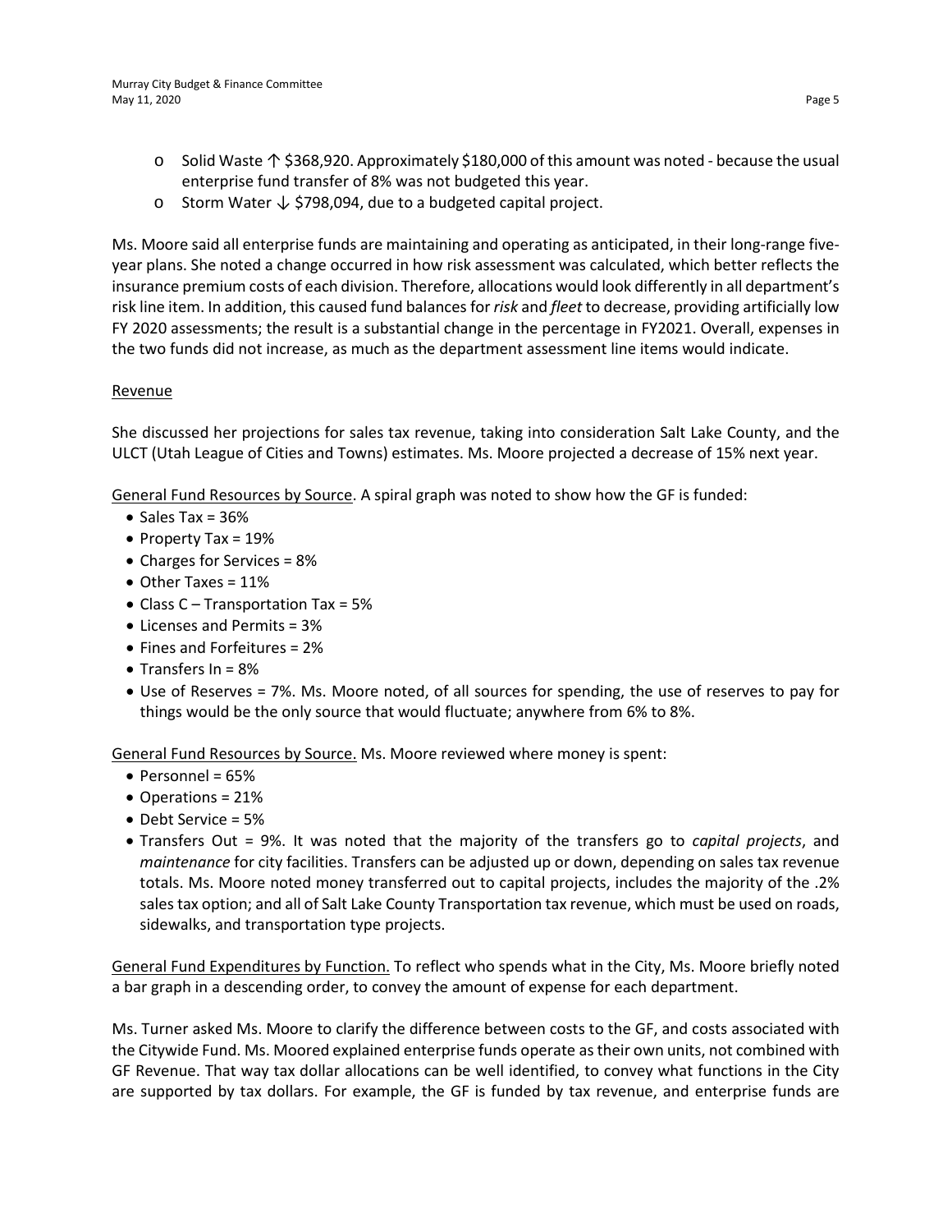- Solid Waste ↑ \$368,920. Approximately \$180,000 of this amount was noted - because the usual enterprise fund transfer of 8% was not budgeted this year.
- Storm Water ↓ \$798,094, due to a budgeted capital project.

Ms. Moore said all enterprise funds are maintaining and operating as anticipated, in their long-range five-year plans. She noted a change occurred in how risk assessment was calculated, which better reflects the insurance premium costs of each division. Therefore, allocations would look differently in all department's risk line item. In addition, this caused fund balances for *risk* and *fleet* to decrease, providing artificially low FY 2020 assessments; the result is a substantial change in the percentage in FY2021. Overall, expenses in the two funds did not increase, as much as the department assessment line items would indicate.

<u>Revenue</u>

She discussed her projections for sales tax revenue, taking into consideration Salt Lake County, and the ULCT (Utah League of Cities and Towns) estimates. Ms. Moore projected a decrease of 15% next year.

<u>General Fund Resources by Source</u>. A spiral graph was noted to show how the GF is funded:

- Sales Tax = 36%
- Property Tax = 19%
- Charges for Services = 8%
- Other Taxes = 11%
- Class C – Transportation Tax = 5%
- Licenses and Permits = 3%
- Fines and Forfeitures = 2%
- Transfers In = 8%
- Use of Reserves = 7%. Ms. Moore noted, of all sources for spending, the use of reserves to pay for things would be the only source that would fluctuate; anywhere from 6% to 8%.

<u>General Fund Resources by Source.</u> Ms. Moore reviewed where money is spent:

- Personnel = 65%
- Operations = 21%
- Debt Service = 5%
- Transfers Out = 9%. It was noted that the majority of the transfers go to *capital projects*, and *maintenance* for city facilities. Transfers can be adjusted up or down, depending on sales tax revenue totals. Ms. Moore noted money transferred out to capital projects, includes the majority of the .2% sales tax option; and all of Salt Lake County Transportation tax revenue, which must be used on roads, sidewalks, and transportation type projects.

<u>General Fund Expenditures by Function.</u> To reflect who spends what in the City, Ms. Moore briefly noted a bar graph in a descending order, to convey the amount of expense for each department.

Ms. Turner asked Ms. Moore to clarify the difference between costs to the GF, and costs associated with the Citywide Fund. Ms. Moored explained enterprise funds operate as their own units, not combined with GF Revenue. That way tax dollar allocations can be well identified, to convey what functions in the City are supported by tax dollars. For example, the GF is funded by tax revenue, and enterprise funds are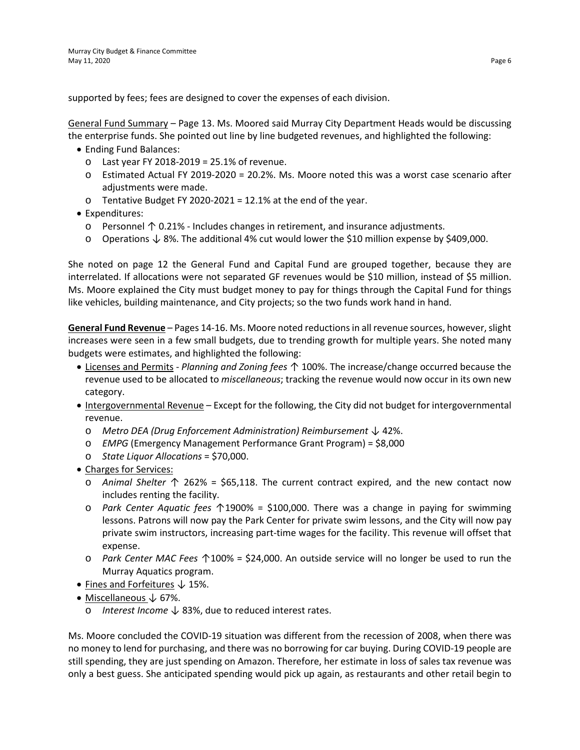supported by fees; fees are designed to cover the expenses of each division.

General Fund Summary – Page 13. Ms. Moored said Murray City Department Heads would be discussing the enterprise funds. She pointed out line by line budgeted revenues, and highlighted the following:

- Ending Fund Balances:
  - Last year FY 2018-2019 = 25.1% of revenue.
  - Estimated Actual FY 2019-2020 = 20.2%. Ms. Moore noted this was a worst case scenario after adjustments were made.
  - Tentative Budget FY 2020-2021 = 12.1% at the end of the year.
- Expenditures:
  - Personnel ↑ 0.21% - Includes changes in retirement, and insurance adjustments.
  - Operations ↓ 8%. The additional 4% cut would lower the $10 million expense by $409,000.

She noted on page 12 the General Fund and Capital Fund are grouped together, because they are interrelated. If allocations were not separated GF revenues would be $10 million, instead of $5 million. Ms. Moore explained the City must budget money to pay for things through the Capital Fund for things like vehicles, building maintenance, and City projects; so the two funds work hand in hand.

**General Fund Revenue** – Pages 14-16. Ms. Moore noted reductions in all revenue sources, however, slight increases were seen in a few small budgets, due to trending growth for multiple years. She noted many budgets were estimates, and highlighted the following:

- Licenses and Permits - *Planning and Zoning fees* ↑ 100%. The increase/change occurred because the revenue used to be allocated to *miscellaneous*; tracking the revenue would now occur in its own new category.
- Intergovernmental Revenue – Except for the following, the City did not budget for intergovernmental revenue.
  - *Metro DEA (Drug Enforcement Administration) Reimbursement* ↓ 42%.
  - *EMPG* (Emergency Management Performance Grant Program) = $8,000
  - *State Liquor Allocations* = $70,000.
- Charges for Services:
  - *Animal Shelter* ↑ 262% = $65,118. The current contract expired, and the new contact now includes renting the facility.
  - *Park Center Aquatic fees* ↑1900% = $100,000. There was a change in paying for swimming lessons. Patrons will now pay the Park Center for private swim lessons, and the City will now pay private swim instructors, increasing part-time wages for the facility. This revenue will offset that expense.
  - *Park Center MAC Fees* ↑100% = $24,000. An outside service will no longer be used to run the Murray Aquatics program.
- Fines and Forfeitures ↓ 15%.
- Miscellaneous ↓ 67%.
  - *Interest Income* ↓ 83%, due to reduced interest rates.

Ms. Moore concluded the COVID-19 situation was different from the recession of 2008, when there was no money to lend for purchasing, and there was no borrowing for car buying. During COVID-19 people are still spending, they are just spending on Amazon. Therefore, her estimate in loss of sales tax revenue was only a best guess. She anticipated spending would pick up again, as restaurants and other retail begin to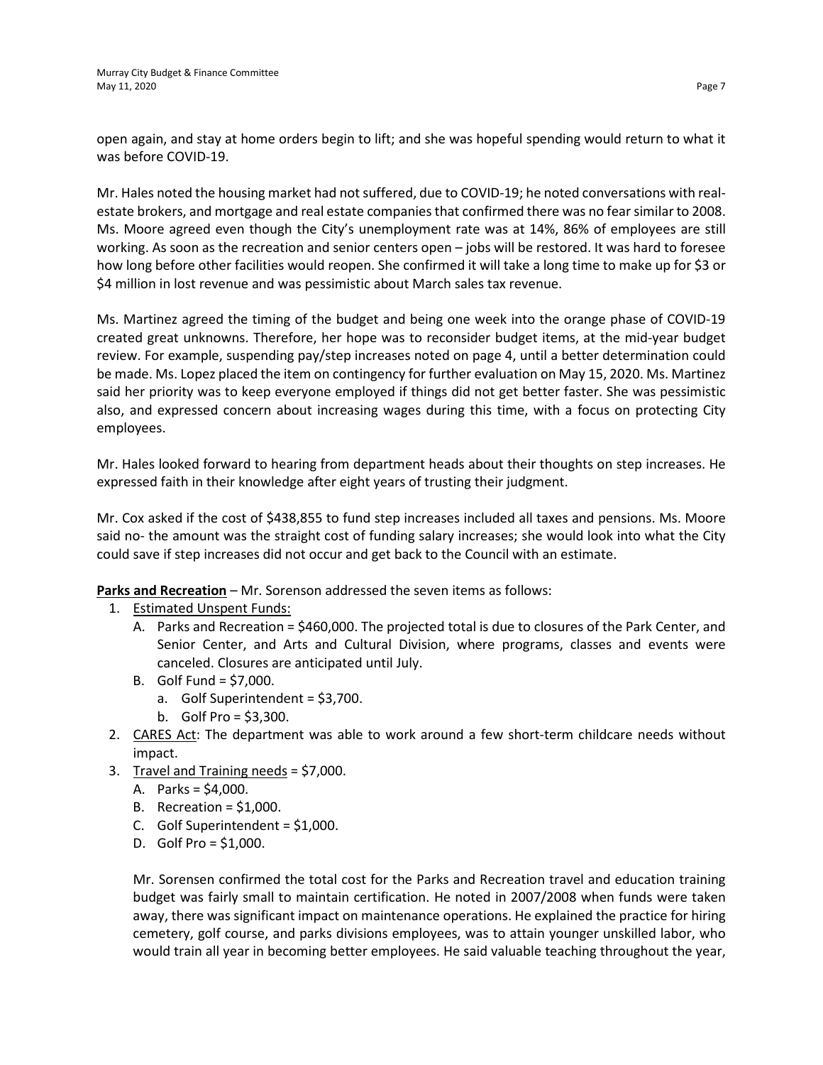open again, and stay at home orders begin to lift; and she was hopeful spending would return to what it was before COVID-19.

Mr. Hales noted the housing market had not suffered, due to COVID-19; he noted conversations with real-estate brokers, and mortgage and real estate companies that confirmed there was no fear similar to 2008. Ms. Moore agreed even though the City's unemployment rate was at 14%, 86% of employees are still working. As soon as the recreation and senior centers open – jobs will be restored. It was hard to foresee how long before other facilities would reopen. She confirmed it will take a long time to make up for $3 or $4 million in lost revenue and was pessimistic about March sales tax revenue.

Ms. Martinez agreed the timing of the budget and being one week into the orange phase of COVID-19 created great unknowns. Therefore, her hope was to reconsider budget items, at the mid-year budget review. For example, suspending pay/step increases noted on page 4, until a better determination could be made. Ms. Lopez placed the item on contingency for further evaluation on May 15, 2020. Ms. Martinez said her priority was to keep everyone employed if things did not get better faster. She was pessimistic also, and expressed concern about increasing wages during this time, with a focus on protecting City employees.

Mr. Hales looked forward to hearing from department heads about their thoughts on step increases. He expressed faith in their knowledge after eight years of trusting their judgment.

Mr. Cox asked if the cost of $438,855 to fund step increases included all taxes and pensions. Ms. Moore said no- the amount was the straight cost of funding salary increases; she would look into what the City could save if step increases did not occur and get back to the Council with an estimate.

**Parks and Recreation** – Mr. Sorenson addressed the seven items as follows:

1. Estimated Unspent Funds:
   - A. Parks and Recreation = $460,000. The projected total is due to closures of the Park Center, and Senior Center, and Arts and Cultural Division, where programs, classes and events were canceled. Closures are anticipated until July.
   - B. Golf Fund = $7,000.
     - a. Golf Superintendent = $3,700.
     - b. Golf Pro = $3,300.
2. CARES Act: The department was able to work around a few short-term childcare needs without impact.
3. Travel and Training needs = $7,000.
   - A. Parks = $4,000.
   - B. Recreation = $1,000.
   - C. Golf Superintendent = $1,000.
   - D. Golf Pro = $1,000.

   Mr. Sorensen confirmed the total cost for the Parks and Recreation travel and education training budget was fairly small to maintain certification. He noted in 2007/2008 when funds were taken away, there was significant impact on maintenance operations. He explained the practice for hiring cemetery, golf course, and parks divisions employees, was to attain younger unskilled labor, who would train all year in becoming better employees. He said valuable teaching throughout the year,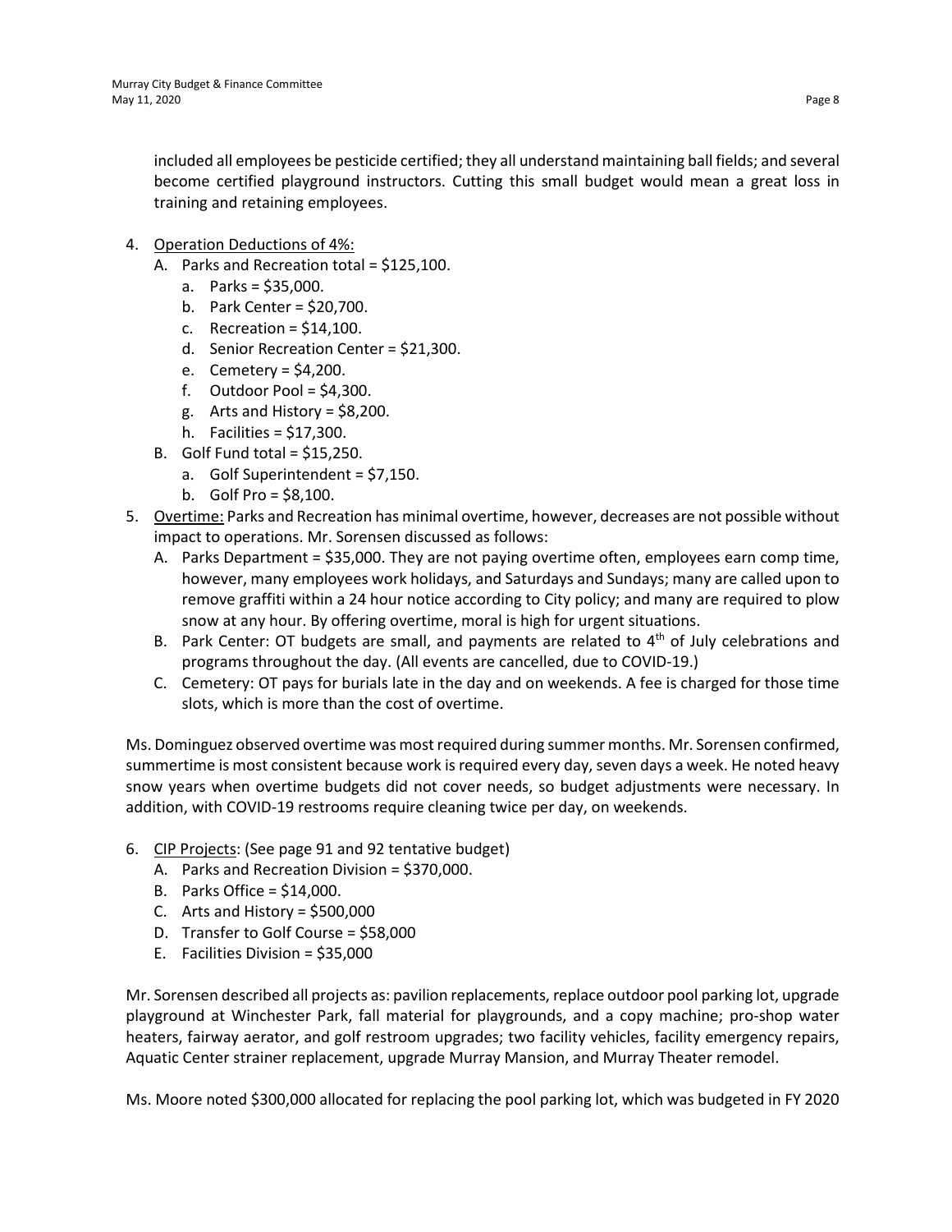included all employees be pesticide certified; they all understand maintaining ball fields; and several become certified playground instructors. Cutting this small budget would mean a great loss in training and retaining employees.

4. <u>Operation Deductions of 4%:</u>
   - A. Parks and Recreation total = $125,100.
     - a. Parks = $35,000.
     - b. Park Center = $20,700.
     - c. Recreation = $14,100.
     - d. Senior Recreation Center = $21,300.
     - e. Cemetery = $4,200.
     - f. Outdoor Pool = $4,300.
     - g. Arts and History = $8,200.
     - h. Facilities = $17,300.
   - B. Golf Fund total = $15,250.
     - a. Golf Superintendent = $7,150.
     - b. Golf Pro = $8,100.
5. <u>Overtime:</u> Parks and Recreation has minimal overtime, however, decreases are not possible without impact to operations. Mr. Sorensen discussed as follows:
   - A. Parks Department = $35,000. They are not paying overtime often, employees earn comp time, however, many employees work holidays, and Saturdays and Sundays; many are called upon to remove graffiti within a 24 hour notice according to City policy; and many are required to plow snow at any hour. By offering overtime, moral is high for urgent situations.
   - B. Park Center: OT budgets are small, and payments are related to 4th of July celebrations and programs throughout the day. (All events are cancelled, due to COVID-19.)
   - C. Cemetery: OT pays for burials late in the day and on weekends. A fee is charged for those time slots, which is more than the cost of overtime.

Ms. Dominguez observed overtime was most required during summer months. Mr. Sorensen confirmed, summertime is most consistent because work is required every day, seven days a week. He noted heavy snow years when overtime budgets did not cover needs, so budget adjustments were necessary. In addition, with COVID-19 restrooms require cleaning twice per day, on weekends.

6. <u>CIP Projects</u>: (See page 91 and 92 tentative budget)
   - A. Parks and Recreation Division = $370,000.
   - B. Parks Office = $14,000.
   - C. Arts and History = $500,000
   - D. Transfer to Golf Course = $58,000
   - E. Facilities Division = $35,000

Mr. Sorensen described all projects as: pavilion replacements, replace outdoor pool parking lot, upgrade playground at Winchester Park, fall material for playgrounds, and a copy machine; pro-shop water heaters, fairway aerator, and golf restroom upgrades; two facility vehicles, facility emergency repairs, Aquatic Center strainer replacement, upgrade Murray Mansion, and Murray Theater remodel.

Ms. Moore noted $300,000 allocated for replacing the pool parking lot, which was budgeted in FY 2020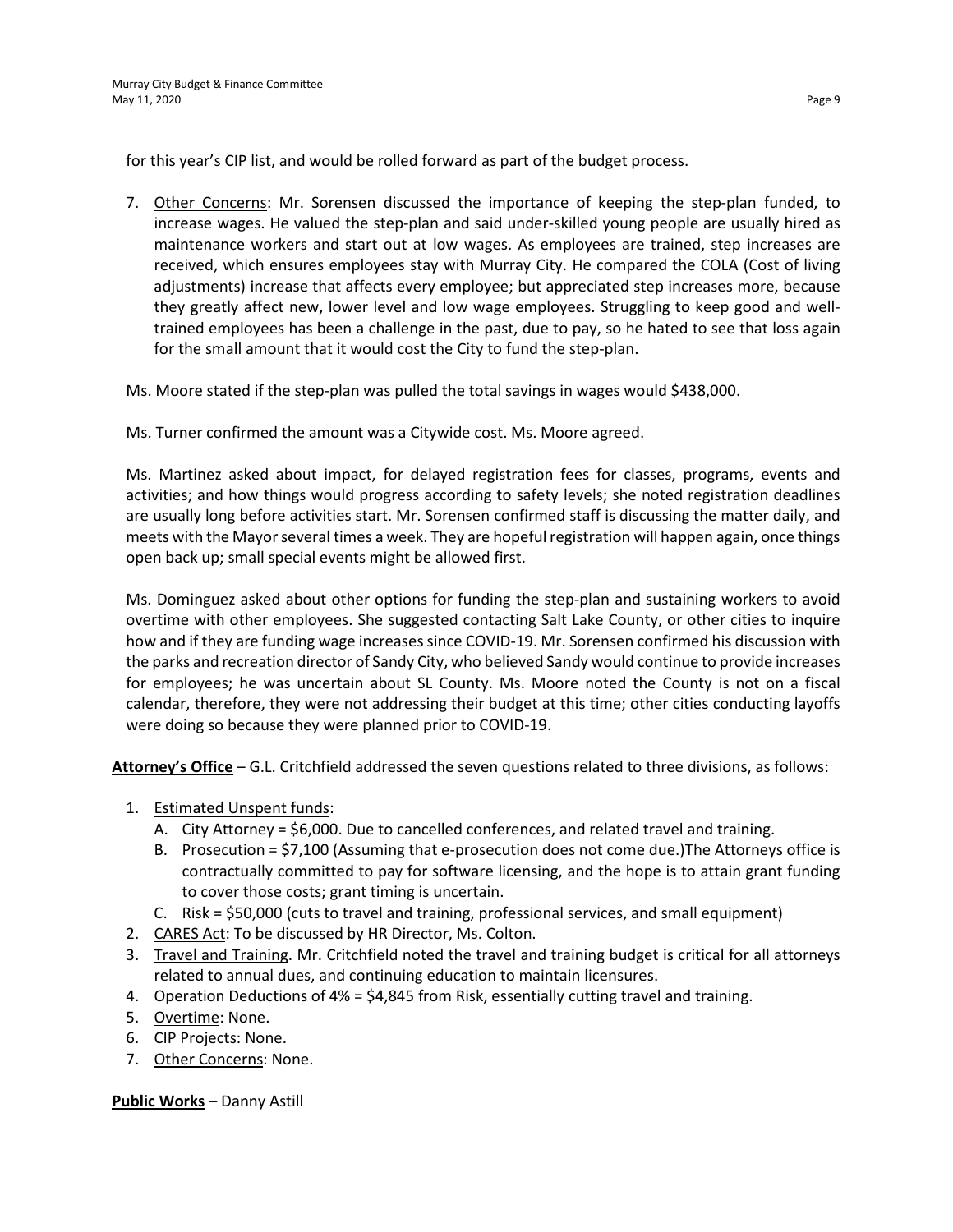for this year's CIP list, and would be rolled forward as part of the budget process.

7. Other Concerns: Mr. Sorensen discussed the importance of keeping the step-plan funded, to increase wages. He valued the step-plan and said under-skilled young people are usually hired as maintenance workers and start out at low wages. As employees are trained, step increases are received, which ensures employees stay with Murray City. He compared the COLA (Cost of living adjustments) increase that affects every employee; but appreciated step increases more, because they greatly affect new, lower level and low wage employees. Struggling to keep good and well-trained employees has been a challenge in the past, due to pay, so he hated to see that loss again for the small amount that it would cost the City to fund the step-plan.

Ms. Moore stated if the step-plan was pulled the total savings in wages would $438,000.

Ms. Turner confirmed the amount was a Citywide cost. Ms. Moore agreed.

Ms. Martinez asked about impact, for delayed registration fees for classes, programs, events and activities; and how things would progress according to safety levels; she noted registration deadlines are usually long before activities start. Mr. Sorensen confirmed staff is discussing the matter daily, and meets with the Mayor several times a week. They are hopeful registration will happen again, once things open back up; small special events might be allowed first.

Ms. Dominguez asked about other options for funding the step-plan and sustaining workers to avoid overtime with other employees. She suggested contacting Salt Lake County, or other cities to inquire how and if they are funding wage increases since COVID-19. Mr. Sorensen confirmed his discussion with the parks and recreation director of Sandy City, who believed Sandy would continue to provide increases for employees; he was uncertain about SL County. Ms. Moore noted the County is not on a fiscal calendar, therefore, they were not addressing their budget at this time; other cities conducting layoffs were doing so because they were planned prior to COVID-19.

**Attorney's Office** – G.L. Critchfield addressed the seven questions related to three divisions, as follows:

1. Estimated Unspent funds:
   A. City Attorney = $6,000. Due to cancelled conferences, and related travel and training.
   B. Prosecution = $7,100 (Assuming that e-prosecution does not come due.)The Attorneys office is contractually committed to pay for software licensing, and the hope is to attain grant funding to cover those costs; grant timing is uncertain.
   C. Risk = $50,000 (cuts to travel and training, professional services, and small equipment)
2. CARES Act: To be discussed by HR Director, Ms. Colton.
3. Travel and Training. Mr. Critchfield noted the travel and training budget is critical for all attorneys related to annual dues, and continuing education to maintain licensures.
4. Operation Deductions of 4% = $4,845 from Risk, essentially cutting travel and training.
5. Overtime: None.
6. CIP Projects: None.
7. Other Concerns: None.

**Public Works** – Danny Astill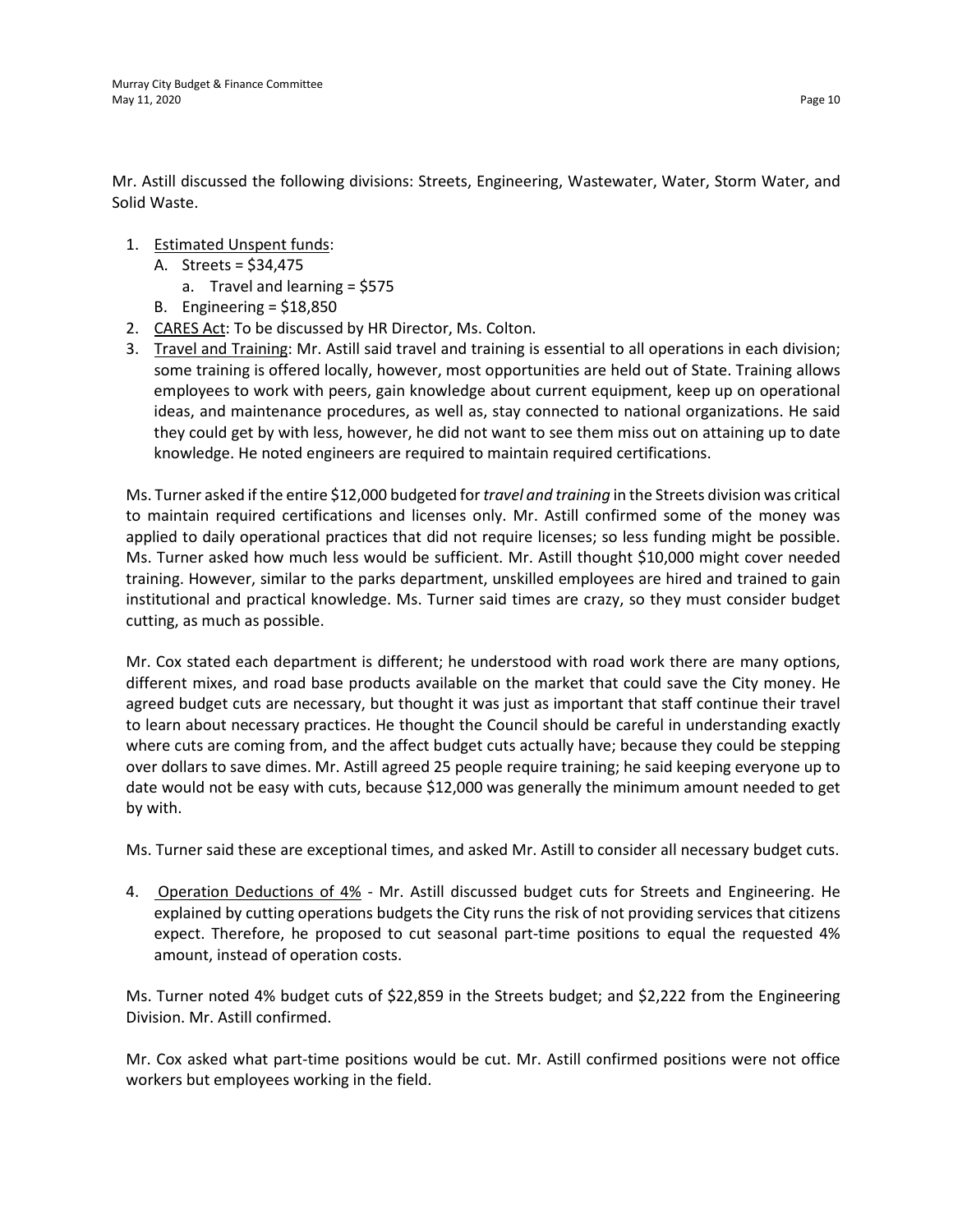Mr. Astill discussed the following divisions: Streets, Engineering, Wastewater, Water, Storm Water, and Solid Waste.

1. Estimated Unspent funds:
   A. Streets = $34,475
      a. Travel and learning = $575
   B. Engineering = $18,850
2. CARES Act: To be discussed by HR Director, Ms. Colton.
3. Travel and Training: Mr. Astill said travel and training is essential to all operations in each division; some training is offered locally, however, most opportunities are held out of State. Training allows employees to work with peers, gain knowledge about current equipment, keep up on operational ideas, and maintenance procedures, as well as, stay connected to national organizations. He said they could get by with less, however, he did not want to see them miss out on attaining up to date knowledge. He noted engineers are required to maintain required certifications.

   Ms. Turner asked if the entire $12,000 budgeted for *travel and training* in the Streets division was critical to maintain required certifications and licenses only. Mr. Astill confirmed some of the money was applied to daily operational practices that did not require licenses; so less funding might be possible. Ms. Turner asked how much less would be sufficient. Mr. Astill thought $10,000 might cover needed training. However, similar to the parks department, unskilled employees are hired and trained to gain institutional and practical knowledge. Ms. Turner said times are crazy, so they must consider budget cutting, as much as possible.

   Mr. Cox stated each department is different; he understood with road work there are many options, different mixes, and road base products available on the market that could save the City money. He agreed budget cuts are necessary, but thought it was just as important that staff continue their travel to learn about necessary practices. He thought the Council should be careful in understanding exactly where cuts are coming from, and the affect budget cuts actually have; because they could be stepping over dollars to save dimes. Mr. Astill agreed 25 people require training; he said keeping everyone up to date would not be easy with cuts, because $12,000 was generally the minimum amount needed to get by with.

   Ms. Turner said these are exceptional times, and asked Mr. Astill to consider all necessary budget cuts.

4. Operation Deductions of 4% - Mr. Astill discussed budget cuts for Streets and Engineering. He explained by cutting operations budgets the City runs the risk of not providing services that citizens expect. Therefore, he proposed to cut seasonal part-time positions to equal the requested 4% amount, instead of operation costs.

   Ms. Turner noted 4% budget cuts of $22,859 in the Streets budget; and $2,222 from the Engineering Division. Mr. Astill confirmed.

   Mr. Cox asked what part-time positions would be cut. Mr. Astill confirmed positions were not office workers but employees working in the field.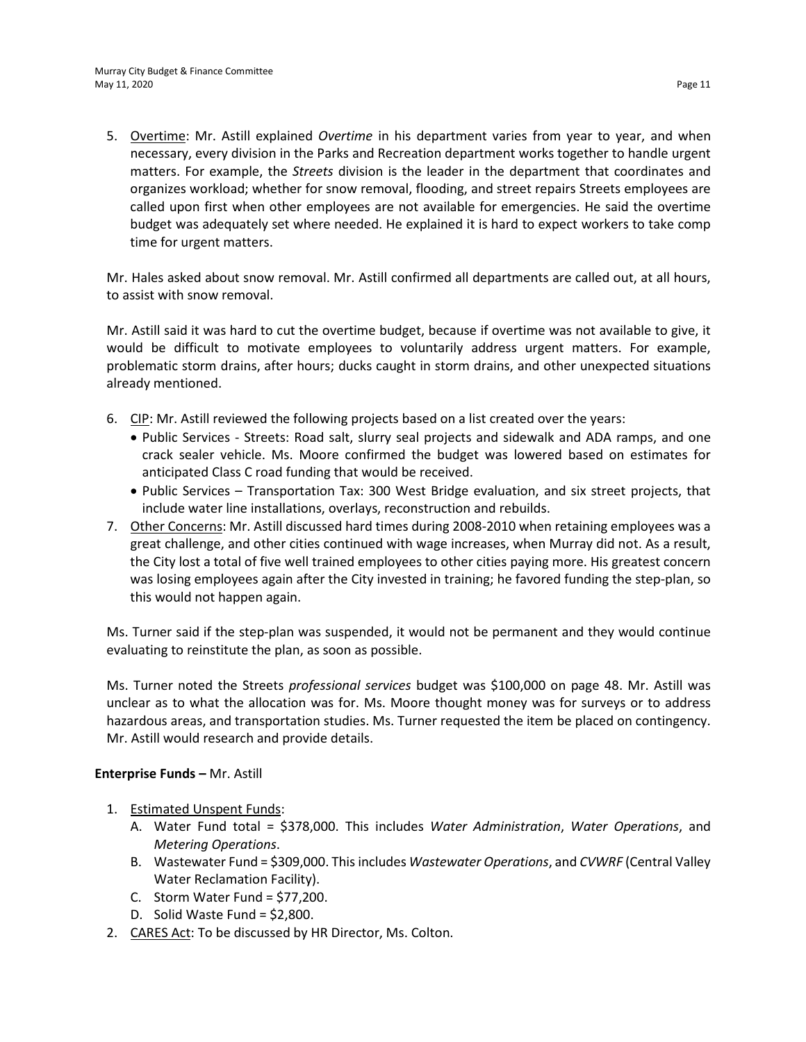5. Overtime: Mr. Astill explained *Overtime* in his department varies from year to year, and when necessary, every division in the Parks and Recreation department works together to handle urgent matters. For example, the *Streets* division is the leader in the department that coordinates and organizes workload; whether for snow removal, flooding, and street repairs Streets employees are called upon first when other employees are not available for emergencies. He said the overtime budget was adequately set where needed. He explained it is hard to expect workers to take comp time for urgent matters.

Mr. Hales asked about snow removal. Mr. Astill confirmed all departments are called out, at all hours, to assist with snow removal.

Mr. Astill said it was hard to cut the overtime budget, because if overtime was not available to give, it would be difficult to motivate employees to voluntarily address urgent matters. For example, problematic storm drains, after hours; ducks caught in storm drains, and other unexpected situations already mentioned.

6. CIP: Mr. Astill reviewed the following projects based on a list created over the years:
   - Public Services - Streets: Road salt, slurry seal projects and sidewalk and ADA ramps, and one crack sealer vehicle. Ms. Moore confirmed the budget was lowered based on estimates for anticipated Class C road funding that would be received.
   - Public Services – Transportation Tax: 300 West Bridge evaluation, and six street projects, that include water line installations, overlays, reconstruction and rebuilds.
7. Other Concerns: Mr. Astill discussed hard times during 2008-2010 when retaining employees was a great challenge, and other cities continued with wage increases, when Murray did not. As a result, the City lost a total of five well trained employees to other cities paying more. His greatest concern was losing employees again after the City invested in training; he favored funding the step-plan, so this would not happen again.

Ms. Turner said if the step-plan was suspended, it would not be permanent and they would continue evaluating to reinstitute the plan, as soon as possible.

Ms. Turner noted the Streets *professional services* budget was $100,000 on page 48. Mr. Astill was unclear as to what the allocation was for. Ms. Moore thought money was for surveys or to address hazardous areas, and transportation studies. Ms. Turner requested the item be placed on contingency. Mr. Astill would research and provide details.

**Enterprise Funds –** Mr. Astill

1. Estimated Unspent Funds:
   A. Water Fund total = $378,000. This includes *Water Administration*, *Water Operations*, and *Metering Operations*.
   B. Wastewater Fund = $309,000. This includes *Wastewater Operations*, and *CVWRF* (Central Valley Water Reclamation Facility).
   C. Storm Water Fund = $77,200.
   D. Solid Waste Fund = $2,800.
2. CARES Act: To be discussed by HR Director, Ms. Colton.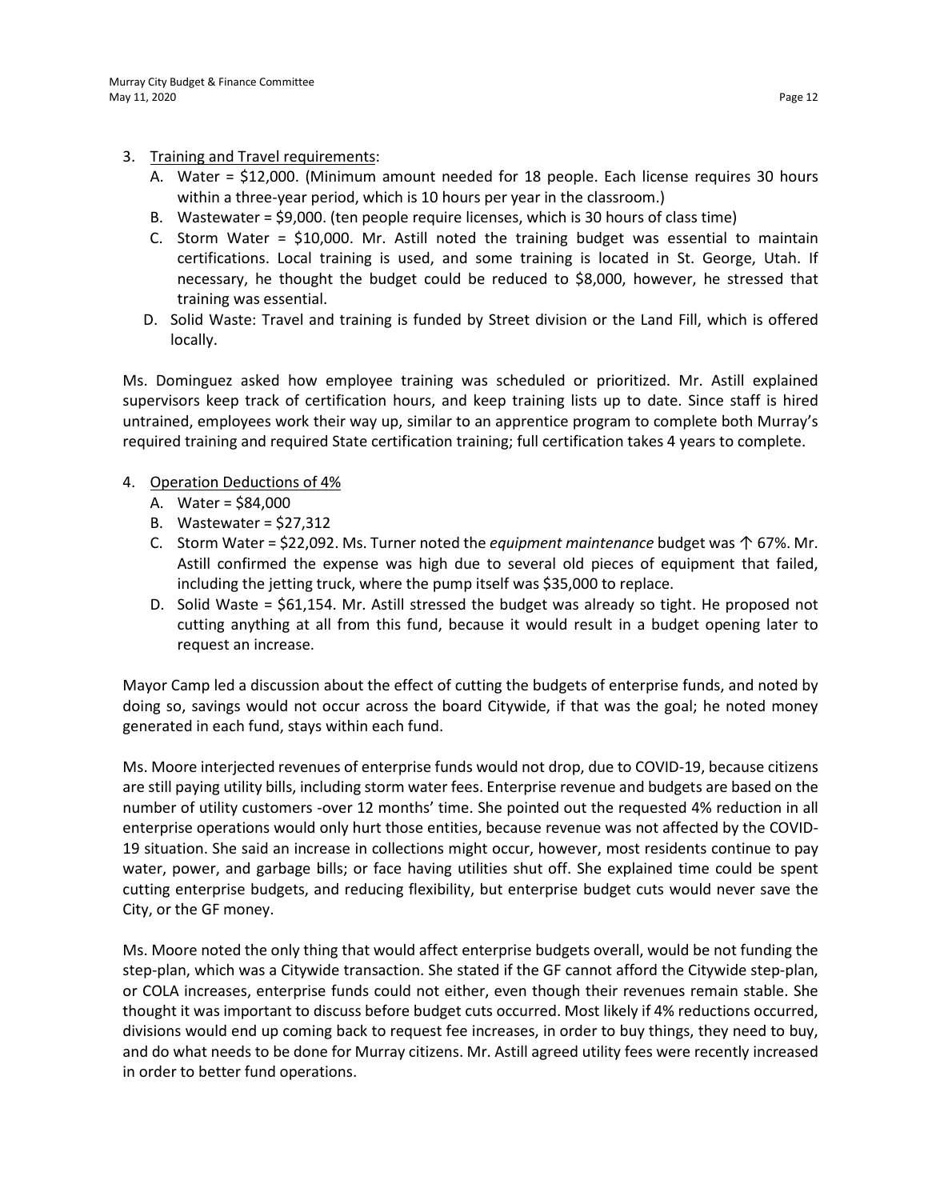3. Training and Travel requirements:
   A. Water = $12,000. (Minimum amount needed for 18 people. Each license requires 30 hours within a three-year period, which is 10 hours per year in the classroom.)
   B. Wastewater = $9,000. (ten people require licenses, which is 30 hours of class time)
   C. Storm Water = $10,000. Mr. Astill noted the training budget was essential to maintain certifications. Local training is used, and some training is located in St. George, Utah. If necessary, he thought the budget could be reduced to $8,000, however, he stressed that training was essential.
   D. Solid Waste: Travel and training is funded by Street division or the Land Fill, which is offered locally.

Ms. Dominguez asked how employee training was scheduled or prioritized. Mr. Astill explained supervisors keep track of certification hours, and keep training lists up to date. Since staff is hired untrained, employees work their way up, similar to an apprentice program to complete both Murray's required training and required State certification training; full certification takes 4 years to complete.

4. Operation Deductions of 4%
   A. Water = $84,000
   B. Wastewater = $27,312
   C. Storm Water = $22,092. Ms. Turner noted the *equipment maintenance* budget was ↑ 67%. Mr. Astill confirmed the expense was high due to several old pieces of equipment that failed, including the jetting truck, where the pump itself was $35,000 to replace.
   D. Solid Waste = $61,154. Mr. Astill stressed the budget was already so tight. He proposed not cutting anything at all from this fund, because it would result in a budget opening later to request an increase.

Mayor Camp led a discussion about the effect of cutting the budgets of enterprise funds, and noted by doing so, savings would not occur across the board Citywide, if that was the goal; he noted money generated in each fund, stays within each fund.

Ms. Moore interjected revenues of enterprise funds would not drop, due to COVID-19, because citizens are still paying utility bills, including storm water fees. Enterprise revenue and budgets are based on the number of utility customers -over 12 months' time. She pointed out the requested 4% reduction in all enterprise operations would only hurt those entities, because revenue was not affected by the COVID-19 situation. She said an increase in collections might occur, however, most residents continue to pay water, power, and garbage bills; or face having utilities shut off. She explained time could be spent cutting enterprise budgets, and reducing flexibility, but enterprise budget cuts would never save the City, or the GF money.

Ms. Moore noted the only thing that would affect enterprise budgets overall, would be not funding the step-plan, which was a Citywide transaction. She stated if the GF cannot afford the Citywide step-plan, or COLA increases, enterprise funds could not either, even though their revenues remain stable. She thought it was important to discuss before budget cuts occurred. Most likely if 4% reductions occurred, divisions would end up coming back to request fee increases, in order to buy things, they need to buy, and do what needs to be done for Murray citizens. Mr. Astill agreed utility fees were recently increased in order to better fund operations.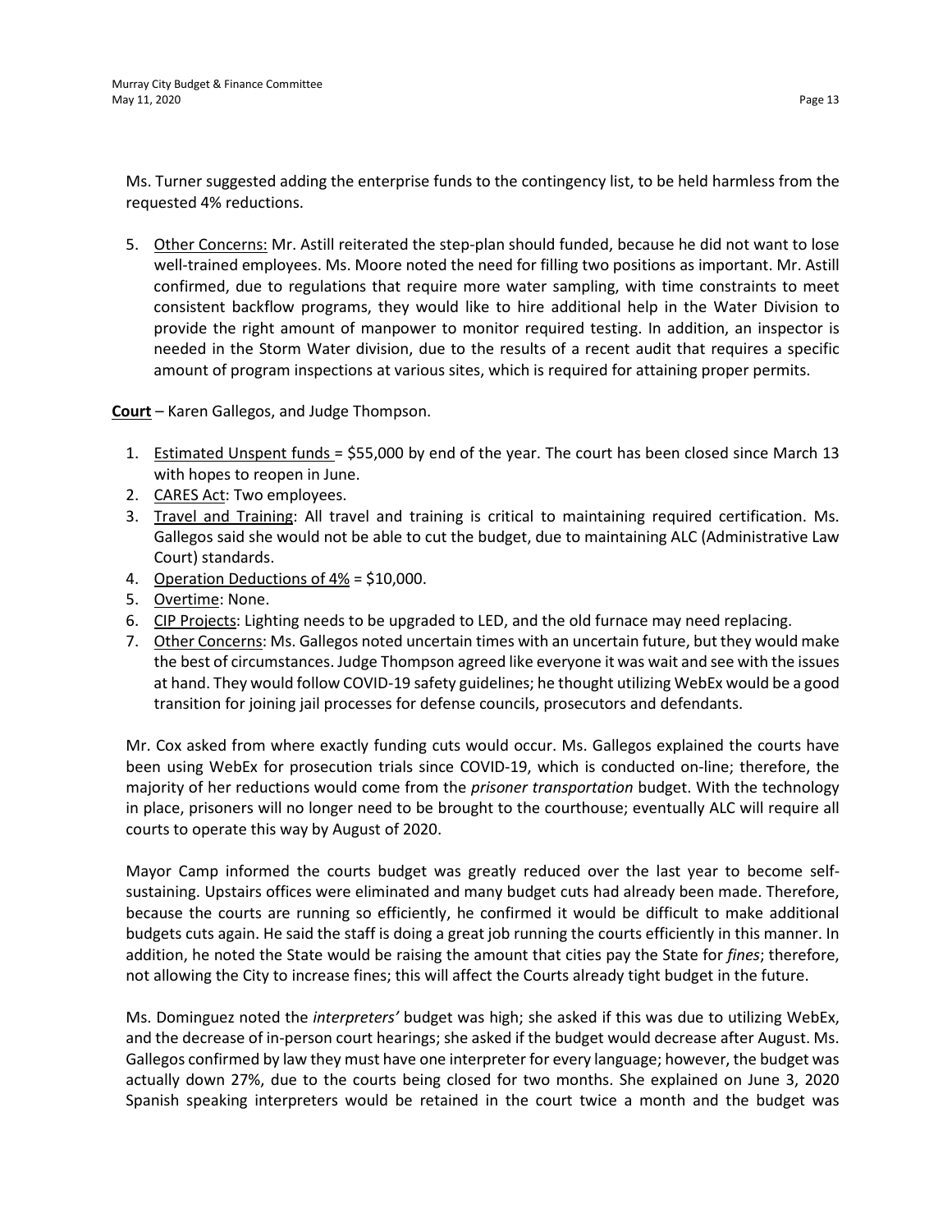Ms. Turner suggested adding the enterprise funds to the contingency list, to be held harmless from the requested 4% reductions.

5. <u>Other Concerns:</u> Mr. Astill reiterated the step-plan should funded, because he did not want to lose well-trained employees. Ms. Moore noted the need for filling two positions as important. Mr. Astill confirmed, due to regulations that require more water sampling, with time constraints to meet consistent backflow programs, they would like to hire additional help in the Water Division to provide the right amount of manpower to monitor required testing. In addition, an inspector is needed in the Storm Water division, due to the results of a recent audit that requires a specific amount of program inspections at various sites, which is required for attaining proper permits.

**<u>Court</u>** – Karen Gallegos, and Judge Thompson.

1. <u>Estimated Unspent funds</u> = $55,000 by end of the year. The court has been closed since March 13 with hopes to reopen in June.
2. <u>CARES Act</u>: Two employees.
3. <u>Travel and Training</u>: All travel and training is critical to maintaining required certification. Ms. Gallegos said she would not be able to cut the budget, due to maintaining ALC (Administrative Law Court) standards.
4. <u>Operation Deductions of 4%</u> = $10,000.
5. <u>Overtime</u>: None.
6. <u>CIP Projects</u>: Lighting needs to be upgraded to LED, and the old furnace may need replacing.
7. <u>Other Concerns</u>: Ms. Gallegos noted uncertain times with an uncertain future, but they would make the best of circumstances. Judge Thompson agreed like everyone it was wait and see with the issues at hand. They would follow COVID-19 safety guidelines; he thought utilizing WebEx would be a good transition for joining jail processes for defense councils, prosecutors and defendants.

Mr. Cox asked from where exactly funding cuts would occur. Ms. Gallegos explained the courts have been using WebEx for prosecution trials since COVID-19, which is conducted on-line; therefore, the majority of her reductions would come from the *prisoner transportation* budget. With the technology in place, prisoners will no longer need to be brought to the courthouse; eventually ALC will require all courts to operate this way by August of 2020.

Mayor Camp informed the courts budget was greatly reduced over the last year to become self-sustaining. Upstairs offices were eliminated and many budget cuts had already been made. Therefore, because the courts are running so efficiently, he confirmed it would be difficult to make additional budgets cuts again. He said the staff is doing a great job running the courts efficiently in this manner. In addition, he noted the State would be raising the amount that cities pay the State for *fines*; therefore, not allowing the City to increase fines; this will affect the Courts already tight budget in the future.

Ms. Dominguez noted the *interpreters'* budget was high; she asked if this was due to utilizing WebEx, and the decrease of in-person court hearings; she asked if the budget would decrease after August. Ms. Gallegos confirmed by law they must have one interpreter for every language; however, the budget was actually down 27%, due to the courts being closed for two months. She explained on June 3, 2020 Spanish speaking interpreters would be retained in the court twice a month and the budget was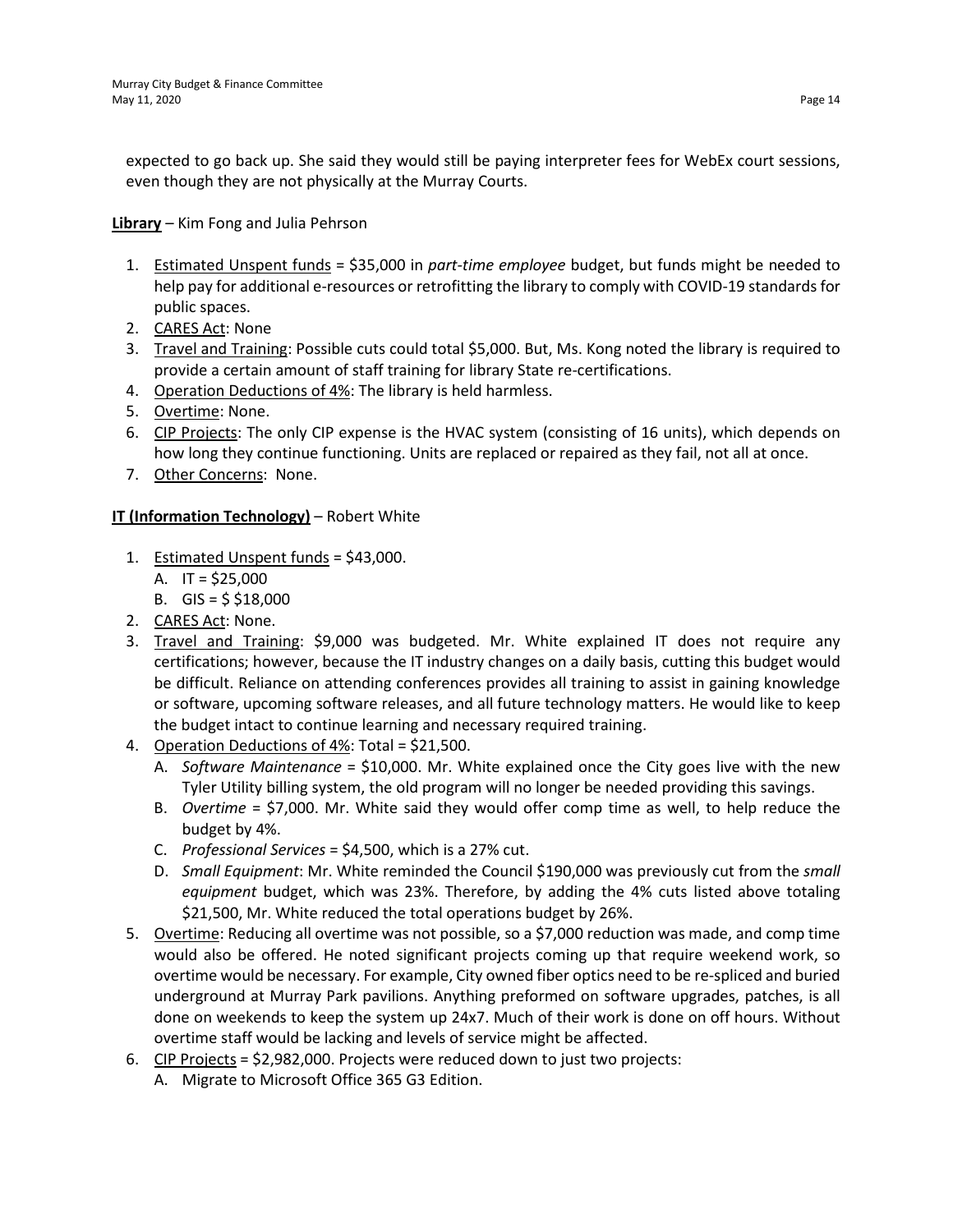expected to go back up. She said they would still be paying interpreter fees for WebEx court sessions, even though they are not physically at the Murray Courts.

**Library** – Kim Fong and Julia Pehrson

1. Estimated Unspent funds = $35,000 in *part-time employee* budget, but funds might be needed to help pay for additional e-resources or retrofitting the library to comply with COVID-19 standards for public spaces.
2. CARES Act: None
3. Travel and Training: Possible cuts could total $5,000. But, Ms. Kong noted the library is required to provide a certain amount of staff training for library State re-certifications.
4. Operation Deductions of 4%: The library is held harmless.
5. Overtime: None.
6. CIP Projects: The only CIP expense is the HVAC system (consisting of 16 units), which depends on how long they continue functioning. Units are replaced or repaired as they fail, not all at once.
7. Other Concerns: None.

**IT (Information Technology)** – Robert White

1. Estimated Unspent funds = $43,000.
   A. IT = $25,000
   B. GIS = $ $18,000
2. CARES Act: None.
3. Travel and Training: $9,000 was budgeted. Mr. White explained IT does not require any certifications; however, because the IT industry changes on a daily basis, cutting this budget would be difficult. Reliance on attending conferences provides all training to assist in gaining knowledge or software, upcoming software releases, and all future technology matters. He would like to keep the budget intact to continue learning and necessary required training.
4. Operation Deductions of 4%: Total = $21,500.
   A. *Software Maintenance* = $10,000. Mr. White explained once the City goes live with the new Tyler Utility billing system, the old program will no longer be needed providing this savings.
   B. *Overtime* = $7,000. Mr. White said they would offer comp time as well, to help reduce the budget by 4%.
   C. *Professional Services* = $4,500, which is a 27% cut.
   D. *Small Equipment*: Mr. White reminded the Council $190,000 was previously cut from the *small equipment* budget, which was 23%. Therefore, by adding the 4% cuts listed above totaling $21,500, Mr. White reduced the total operations budget by 26%.
5. Overtime: Reducing all overtime was not possible, so a $7,000 reduction was made, and comp time would also be offered. He noted significant projects coming up that require weekend work, so overtime would be necessary. For example, City owned fiber optics need to be re-spliced and buried underground at Murray Park pavilions. Anything preformed on software upgrades, patches, is all done on weekends to keep the system up 24x7. Much of their work is done on off hours. Without overtime staff would be lacking and levels of service might be affected.
6. CIP Projects = $2,982,000. Projects were reduced down to just two projects:
   A. Migrate to Microsoft Office 365 G3 Edition.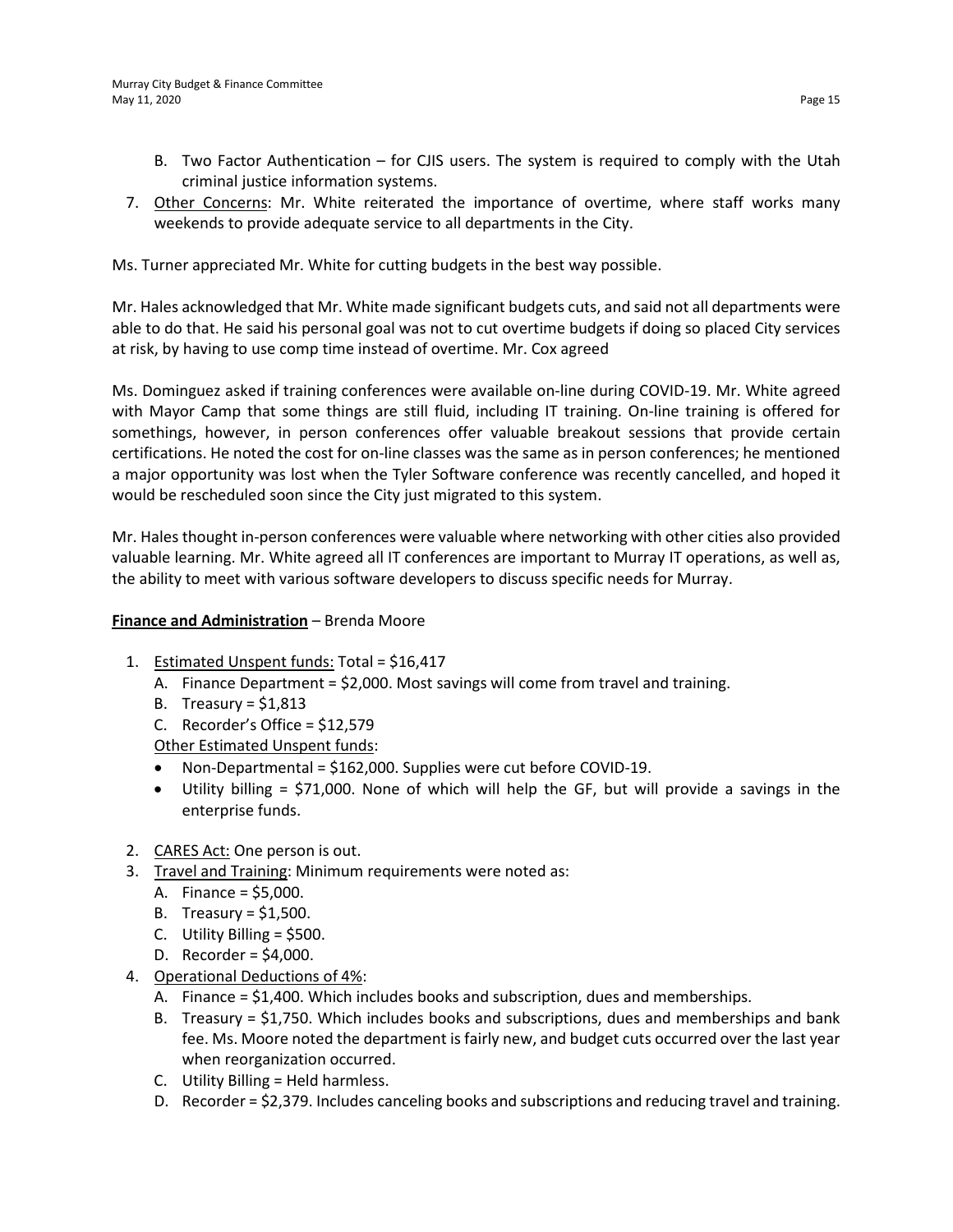B. Two Factor Authentication – for CJIS users. The system is required to comply with the Utah criminal justice information systems.

7. Other Concerns: Mr. White reiterated the importance of overtime, where staff works many weekends to provide adequate service to all departments in the City.

Ms. Turner appreciated Mr. White for cutting budgets in the best way possible.

Mr. Hales acknowledged that Mr. White made significant budgets cuts, and said not all departments were able to do that. He said his personal goal was not to cut overtime budgets if doing so placed City services at risk, by having to use comp time instead of overtime. Mr. Cox agreed

Ms. Dominguez asked if training conferences were available on-line during COVID-19. Mr. White agreed with Mayor Camp that some things are still fluid, including IT training. On-line training is offered for somethings, however, in person conferences offer valuable breakout sessions that provide certain certifications. He noted the cost for on-line classes was the same as in person conferences; he mentioned a major opportunity was lost when the Tyler Software conference was recently cancelled, and hoped it would be rescheduled soon since the City just migrated to this system.

Mr. Hales thought in-person conferences were valuable where networking with other cities also provided valuable learning. Mr. White agreed all IT conferences are important to Murray IT operations, as well as, the ability to meet with various software developers to discuss specific needs for Murray.

**Finance and Administration** – Brenda Moore

1. Estimated Unspent funds: Total = $16,417
   A. Finance Department = $2,000. Most savings will come from travel and training.
   B. Treasury = $1,813
   C. Recorder's Office = $12,579

   Other Estimated Unspent funds:
   - Non-Departmental = $162,000. Supplies were cut before COVID-19.
   - Utility billing = $71,000. None of which will help the GF, but will provide a savings in the enterprise funds.

2. CARES Act: One person is out.
3. Travel and Training: Minimum requirements were noted as:
   A. Finance = $5,000.
   B. Treasury = $1,500.
   C. Utility Billing = $500.
   D. Recorder = $4,000.
4. Operational Deductions of 4%:
   A. Finance = $1,400. Which includes books and subscription, dues and memberships.
   B. Treasury = $1,750. Which includes books and subscriptions, dues and memberships and bank fee. Ms. Moore noted the department is fairly new, and budget cuts occurred over the last year when reorganization occurred.
   C. Utility Billing = Held harmless.
   D. Recorder = $2,379. Includes canceling books and subscriptions and reducing travel and training.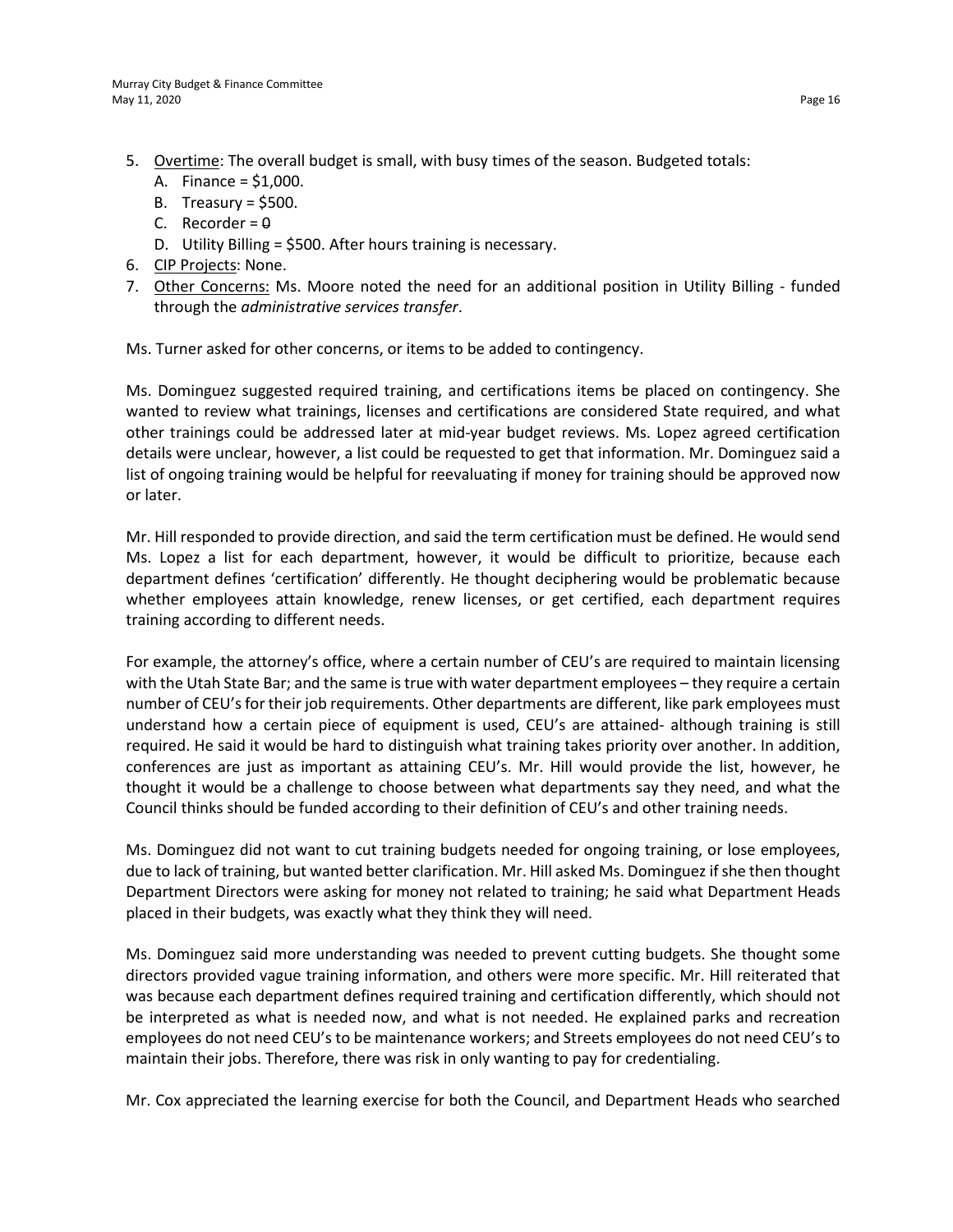5. Overtime: The overall budget is small, with busy times of the season. Budgeted totals:
   A. Finance = $1,000.
   B. Treasury = $500.
   C. Recorder = 0
   D. Utility Billing = $500. After hours training is necessary.
6. CIP Projects: None.
7. Other Concerns: Ms. Moore noted the need for an additional position in Utility Billing - funded through the *administrative services transfer*.

Ms. Turner asked for other concerns, or items to be added to contingency.

Ms. Dominguez suggested required training, and certifications items be placed on contingency. She wanted to review what trainings, licenses and certifications are considered State required, and what other trainings could be addressed later at mid-year budget reviews. Ms. Lopez agreed certification details were unclear, however, a list could be requested to get that information. Mr. Dominguez said a list of ongoing training would be helpful for reevaluating if money for training should be approved now or later.

Mr. Hill responded to provide direction, and said the term certification must be defined. He would send Ms. Lopez a list for each department, however, it would be difficult to prioritize, because each department defines 'certification' differently. He thought deciphering would be problematic because whether employees attain knowledge, renew licenses, or get certified, each department requires training according to different needs.

For example, the attorney's office, where a certain number of CEU's are required to maintain licensing with the Utah State Bar; and the same is true with water department employees – they require a certain number of CEU's for their job requirements. Other departments are different, like park employees must understand how a certain piece of equipment is used, CEU's are attained- although training is still required. He said it would be hard to distinguish what training takes priority over another. In addition, conferences are just as important as attaining CEU's. Mr. Hill would provide the list, however, he thought it would be a challenge to choose between what departments say they need, and what the Council thinks should be funded according to their definition of CEU's and other training needs.

Ms. Dominguez did not want to cut training budgets needed for ongoing training, or lose employees, due to lack of training, but wanted better clarification. Mr. Hill asked Ms. Dominguez if she then thought Department Directors were asking for money not related to training; he said what Department Heads placed in their budgets, was exactly what they think they will need.

Ms. Dominguez said more understanding was needed to prevent cutting budgets. She thought some directors provided vague training information, and others were more specific. Mr. Hill reiterated that was because each department defines required training and certification differently, which should not be interpreted as what is needed now, and what is not needed. He explained parks and recreation employees do not need CEU's to be maintenance workers; and Streets employees do not need CEU's to maintain their jobs. Therefore, there was risk in only wanting to pay for credentialing.

Mr. Cox appreciated the learning exercise for both the Council, and Department Heads who searched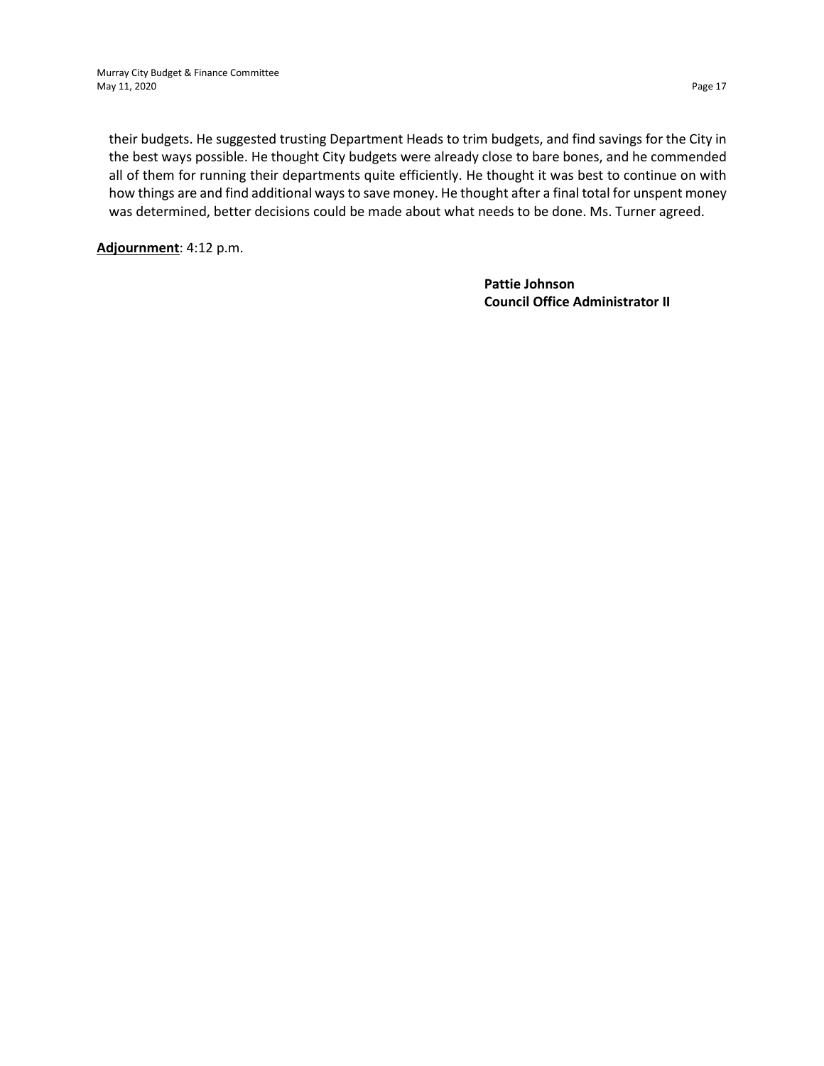their budgets. He suggested trusting Department Heads to trim budgets, and find savings for the City in the best ways possible. He thought City budgets were already close to bare bones, and he commended all of them for running their departments quite efficiently. He thought it was best to continue on with how things are and find additional ways to save money. He thought after a final total for unspent money was determined, better decisions could be made about what needs to be done. Ms. Turner agreed.

**Adjournment**: 4:12 p.m.

**Pattie Johnson**
**Council Office Administrator II**